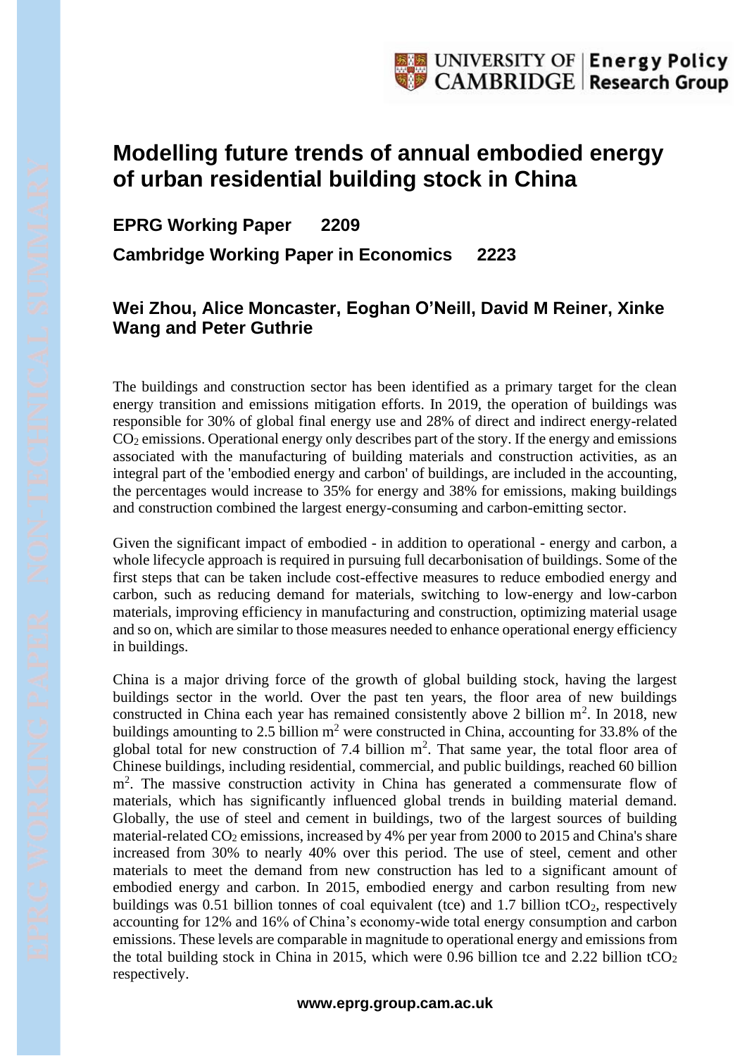# Modelling future trends of annual embodied energy of urban residential building stock in China

**EPRG Working Paper 2209**

**Cambridge Working Paper in Economics 2223**

## Wei Zhou, Alice Moncaster, Eoghan O'Neill, David M Reiner, Xinke Wang and Peter Guthrie

The buildings and construction sector has been identified as a primary target for the clean energy transition and emissions mitigation efforts. In 2019, the operation of buildings was responsible for 30% of global final energy use and 28% of direct and indirect energy-related $CO_2$ emissions. Operational energy only describes part of the story. If the energy and emissions associated with the manufacturing of building materials and construction activities, as an integral part of the 'embodied energy and carbon' of buildings, are included in the accounting, the percentages would increase to 35% for energy and 38% for emissions, making buildings and construction combined the largest energy-consuming and carbon-emitting sector.

Given the significant impact of embodied - in addition to operational - energy and carbon, a whole lifecycle approach is required in pursuing full decarbonisation of buildings. Some of the first steps that can be taken include cost-effective measures to reduce embodied energy and carbon, such as reducing demand for materials, switching to low-energy and low-carbon materials, improving efficiency in manufacturing and construction, optimizing material usage and so on, which are similar to those measures needed to enhance operational energy efficiency in buildings.

China is a major driving force of the growth of global building stock, having the largest buildings sector in the world. Over the past ten years, the floor area of new buildings constructed in China each year has remained consistently above 2 billion $m^2$. In 2018, new buildings amounting to 2.5 billion $m^2$ were constructed in China, accounting for 33.8% of the global total for new construction of 7.4 billion $m^2$. That same year, the total floor area of Chinese buildings, including residential, commercial, and public buildings, reached 60 billion $m^2$. The massive construction activity in China has generated a commensurate flow of materials, which has significantly influenced global trends in building material demand. Globally, the use of steel and cement in buildings, two of the largest sources of building material-related $CO_2$ emissions, increased by 4% per year from 2000 to 2015 and China's share increased from 30% to nearly 40% over this period. The use of steel, cement and other materials to meet the demand from new construction has led to a significant amount of embodied energy and carbon. In 2015, embodied energy and carbon resulting from new buildings was 0.51 billion tonnes of coal equivalent (tce) and 1.7 billion $tCO_2$, respectively accounting for 12% and 16% of China's economy-wide total energy consumption and carbon emissions. These levels are comparable in magnitude to operational energy and emissions from the total building stock in China in 2015, which were 0.96 billion tce and 2.22 billion $tCO_2$ respectively.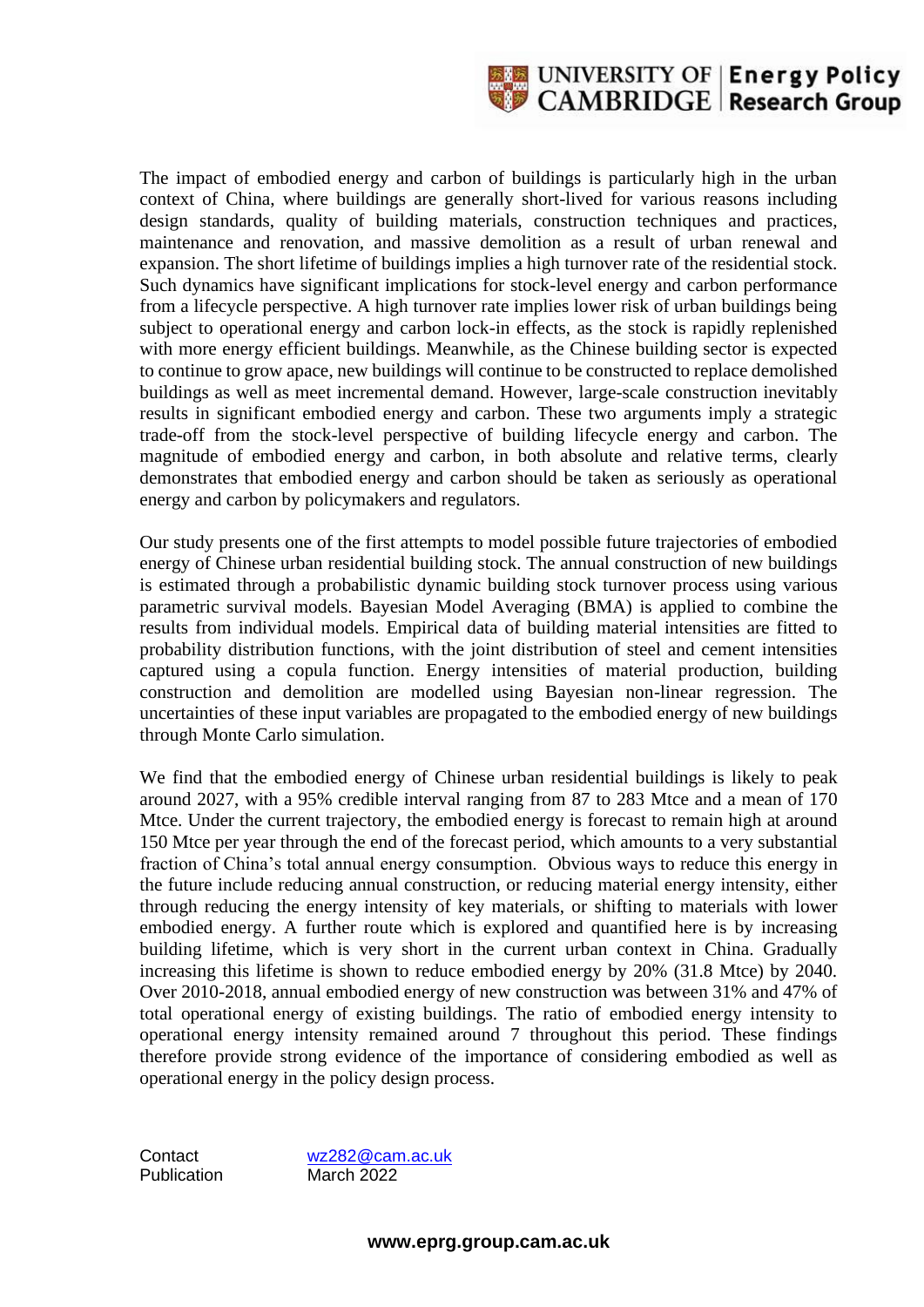The impact of embodied energy and carbon of buildings is particularly high in the urban context of China, where buildings are generally short-lived for various reasons including design standards, quality of building materials, construction techniques and practices, maintenance and renovation, and massive demolition as a result of urban renewal and expansion. The short lifetime of buildings implies a high turnover rate of the residential stock. Such dynamics have significant implications for stock-level energy and carbon performance from a lifecycle perspective. A high turnover rate implies lower risk of urban buildings being subject to operational energy and carbon lock-in effects, as the stock is rapidly replenished with more energy efficient buildings. Meanwhile, as the Chinese building sector is expected to continue to grow apace, new buildings will continue to be constructed to replace demolished buildings as well as meet incremental demand. However, large-scale construction inevitably results in significant embodied energy and carbon. These two arguments imply a strategic trade-off from the stock-level perspective of building lifecycle energy and carbon. The magnitude of embodied energy and carbon, in both absolute and relative terms, clearly demonstrates that embodied energy and carbon should be taken as seriously as operational energy and carbon by policymakers and regulators.

Our study presents one of the first attempts to model possible future trajectories of embodied energy of Chinese urban residential building stock. The annual construction of new buildings is estimated through a probabilistic dynamic building stock turnover process using various parametric survival models. Bayesian Model Averaging (BMA) is applied to combine the results from individual models. Empirical data of building material intensities are fitted to probability distribution functions, with the joint distribution of steel and cement intensities captured using a copula function. Energy intensities of material production, building construction and demolition are modelled using Bayesian non-linear regression. The uncertainties of these input variables are propagated to the embodied energy of new buildings through Monte Carlo simulation.

We find that the embodied energy of Chinese urban residential buildings is likely to peak around 2027, with a 95% credible interval ranging from 87 to 283 Mtce and a mean of 170 Mtce. Under the current trajectory, the embodied energy is forecast to remain high at around 150 Mtce per year through the end of the forecast period, which amounts to a very substantial fraction of China's total annual energy consumption. Obvious ways to reduce this energy in the future include reducing annual construction, or reducing material energy intensity, either through reducing the energy intensity of key materials, or shifting to materials with lower embodied energy. A further route which is explored and quantified here is by increasing building lifetime, which is very short in the current urban context in China. Gradually increasing this lifetime is shown to reduce embodied energy by 20% (31.8 Mtce) by 2040. Over 2010-2018, annual embodied energy of new construction was between 31% and 47% of total operational energy of existing buildings. The ratio of embodied energy intensity to operational energy intensity remained around 7 throughout this period. These findings therefore provide strong evidence of the importance of considering embodied as well as operational energy in the policy design process.

| | |
|---|---|
| Contact | wz282@cam.ac.uk |
| Publication | March 2022 |